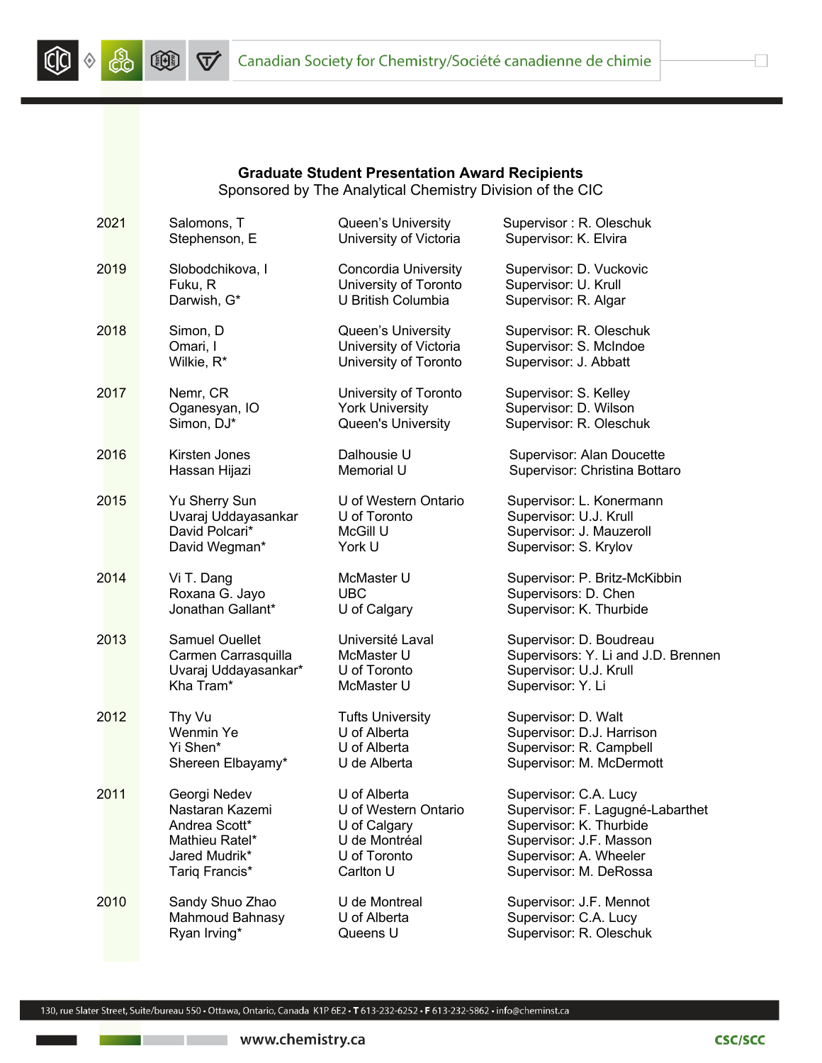**Graduate Student Presentation Award Recipients**
Sponsored by The Analytical Chemistry Division of the CIC

| Year | Name | University | Supervisor |
|---|---|---|---|
| 2021 | Salomons, T | Queen's University | Supervisor : R. Oleschuk |
| | Stephenson, E | University of Victoria | Supervisor: K. Elvira |
| 2019 | Slobodchikova, I | Concordia University | Supervisor: D. Vuckovic |
| | Fuku, R | University of Toronto | Supervisor: U. Krull |
| | Darwish, G* | U British Columbia | Supervisor: R. Algar |
| 2018 | Simon, D | Queen's University | Supervisor: R. Oleschuk |
| | Omari, I | University of Victoria | Supervisor: S. McIndoe |
| | Wilkie, R* | University of Toronto | Supervisor: J. Abbatt |
| 2017 | Nemr, CR | University of Toronto | Supervisor: S. Kelley |
| | Oganesyan, IO | York University | Supervisor: D. Wilson |
| | Simon, DJ* | Queen's University | Supervisor: R. Oleschuk |
| 2016 | Kirsten Jones | Dalhousie U | Supervisor: Alan Doucette |
| | Hassan Hijazi | Memorial U | Supervisor: Christina Bottaro |
| 2015 | Yu Sherry Sun | U of Western Ontario | Supervisor: L. Konermann |
| | Uvaraj Uddayasankar | U of Toronto | Supervisor: U.J. Krull |
| | David Polcari* | McGill U | Supervisor: J. Mauzeroll |
| | David Wegman* | York U | Supervisor: S. Krylov |
| 2014 | Vi T. Dang | McMaster U | Supervisor: P. Britz-McKibbin |
| | Roxana G. Jayo | UBC | Supervisors: D. Chen |
| | Jonathan Gallant* | U of Calgary | Supervisor: K. Thurbide |
| 2013 | Samuel Ouellet | Université Laval | Supervisor: D. Boudreau |
| | Carmen Carrasquilla | McMaster U | Supervisors: Y. Li and J.D. Brennen |
| | Uvaraj Uddayasankar* | U of Toronto | Supervisor: U.J. Krull |
| | Kha Tram* | McMaster U | Supervisor: Y. Li |
| 2012 | Thy Vu | Tufts University | Supervisor: D. Walt |
| | Wenmin Ye | U of Alberta | Supervisor: D.J. Harrison |
| | Yi Shen* | U of Alberta | Supervisor: R. Campbell |
| | Shereen Elbayamy* | U de Alberta | Supervisor: M. McDermott |
| 2011 | Georgi Nedev | U of Alberta | Supervisor: C.A. Lucy |
| | Nastaran Kazemi | U of Western Ontario | Supervisor: F. Lagugné-Labarthet |
| | Andrea Scott* | U of Calgary | Supervisor: K. Thurbide |
| | Mathieu Ratel* | U de Montréal | Supervisor: J.F. Masson |
| | Jared Mudrik* | U of Toronto | Supervisor: A. Wheeler |
| | Tariq Francis* | Carlton U | Supervisor: M. DeRossa |
| 2010 | Sandy Shuo Zhao | U de Montreal | Supervisor: J.F. Mennot |
| | Mahmoud Bahnasy | U of Alberta | Supervisor: C.A. Lucy |
| | Ryan Irving* | Queens U | Supervisor: R. Oleschuk |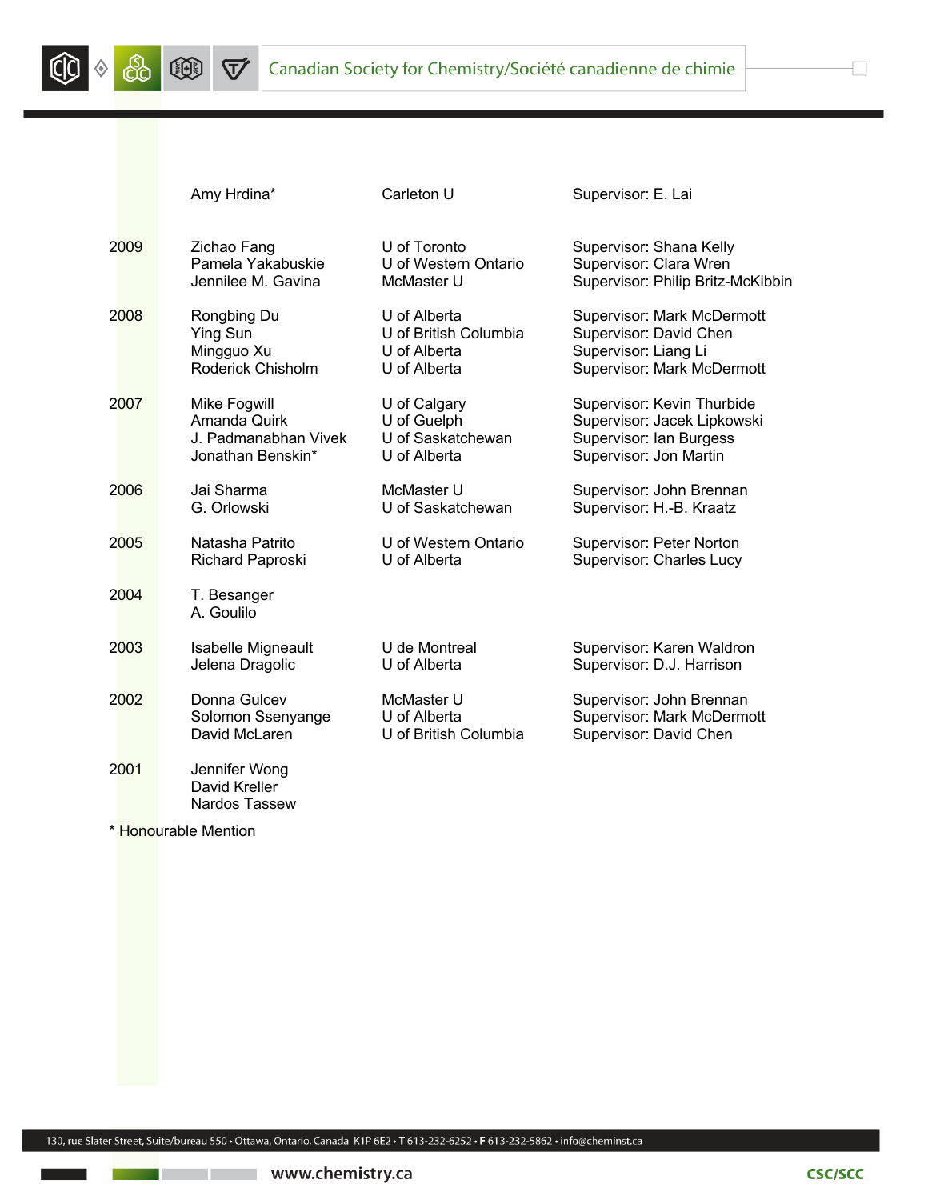| | | | |
|---|---|---|---|
| | Amy Hrdina* | Carleton U | Supervisor: E. Lai |
| 2009 | Zichao Fang | U of Toronto | Supervisor: Shana Kelly |
| | Pamela Yakabuskie | U of Western Ontario | Supervisor: Clara Wren |
| | Jennilee M. Gavina | McMaster U | Supervisor: Philip Britz-McKibbin |
| 2008 | Rongbing Du | U of Alberta | Supervisor: Mark McDermott |
| | Ying Sun | U of British Columbia | Supervisor: David Chen |
| | Mingguo Xu | U of Alberta | Supervisor: Liang Li |
| | Roderick Chisholm | U of Alberta | Supervisor: Mark McDermott |
| 2007 | Mike Fogwill | U of Calgary | Supervisor: Kevin Thurbide |
| | Amanda Quirk | U of Guelph | Supervisor: Jacek Lipkowski |
| | J. Padmanabhan Vivek | U of Saskatchewan | Supervisor: Ian Burgess |
| | Jonathan Benskin* | U of Alberta | Supervisor: Jon Martin |
| 2006 | Jai Sharma | McMaster U | Supervisor: John Brennan |
| | G. Orlowski | U of Saskatchewan | Supervisor: H.-B. Kraatz |
| 2005 | Natasha Patrito | U of Western Ontario | Supervisor: Peter Norton |
| | Richard Paproski | U of Alberta | Supervisor: Charles Lucy |
| 2004 | T. Besanger | | |
| | A. Goulilo | | |
| 2003 | Isabelle Migneault | U de Montreal | Supervisor: Karen Waldron |
| | Jelena Dragolic | U of Alberta | Supervisor: D.J. Harrison |
| 2002 | Donna Gulcev | McMaster U | Supervisor: John Brennan |
| | Solomon Ssenyange | U of Alberta | Supervisor: Mark McDermott |
| | David McLaren | U of British Columbia | Supervisor: David Chen |
| 2001 | Jennifer Wong | | |
| | David Kreller | | |
| | Nardos Tassew | | |

* Honourable Mention